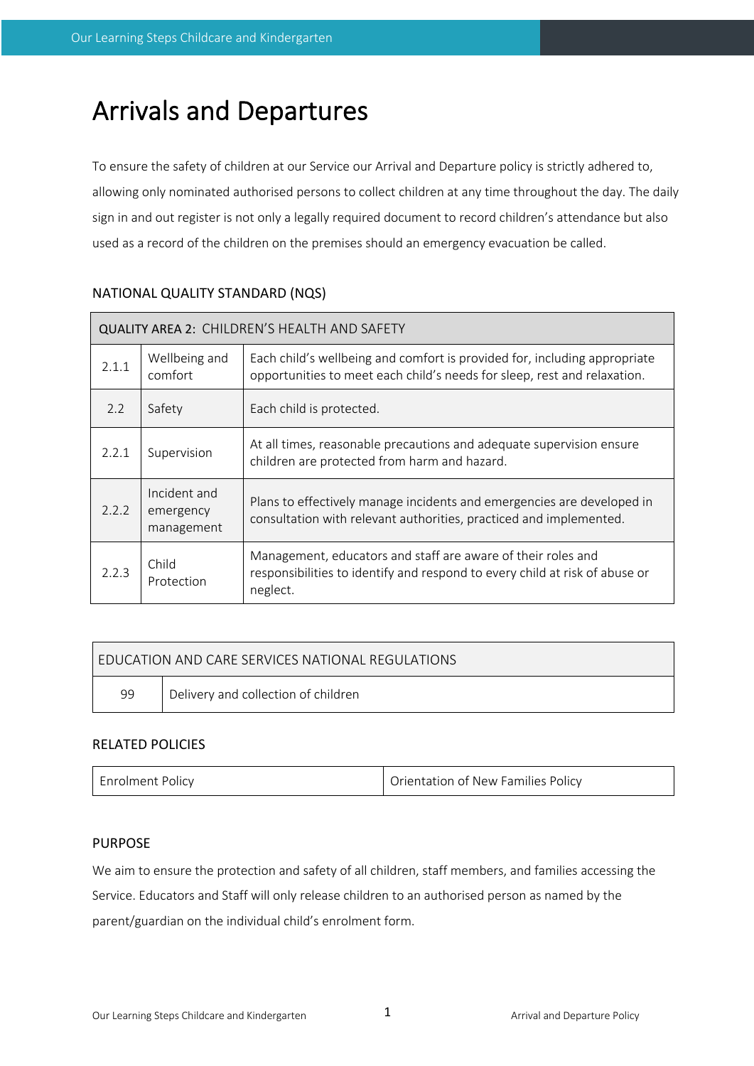# Arrivals and Departures

To ensure the safety of children at our Service our Arrival and Departure policy is strictly adhered to, allowing only nominated authorised persons to collect children at any time throughout the day. The daily sign in and out register is not only a legally required document to record children's attendance but also used as a record of the children on the premises should an emergency evacuation be called.

## NATIONAL QUALITY STANDARD (NQS)

| QUALITY AREA 2: CHILDREN'S HEALTH AND SAFETY | | |
|---|---|---|
| 2.1.1 | Wellbeing and comfort | Each child's wellbeing and comfort is provided for, including appropriate opportunities to meet each child's needs for sleep, rest and relaxation. |
| 2.2 | Safety | Each child is protected. |
| 2.2.1 | Supervision | At all times, reasonable precautions and adequate supervision ensure children are protected from harm and hazard. |
| 2.2.2 | Incident and emergency management | Plans to effectively manage incidents and emergencies are developed in consultation with relevant authorities, practiced and implemented. |
| 2.2.3 | Child Protection | Management, educators and staff are aware of their roles and responsibilities to identify and respond to every child at risk of abuse or neglect. |

| EDUCATION AND CARE SERVICES NATIONAL REGULATIONS | |
|---|---|
| 99 | Delivery and collection of children |

## RELATED POLICIES

| Enrolment Policy | Orientation of New Families Policy |
|---|---|

## PURPOSE

We aim to ensure the protection and safety of all children, staff members, and families accessing the Service. Educators and Staff will only release children to an authorised person as named by the parent/guardian on the individual child's enrolment form.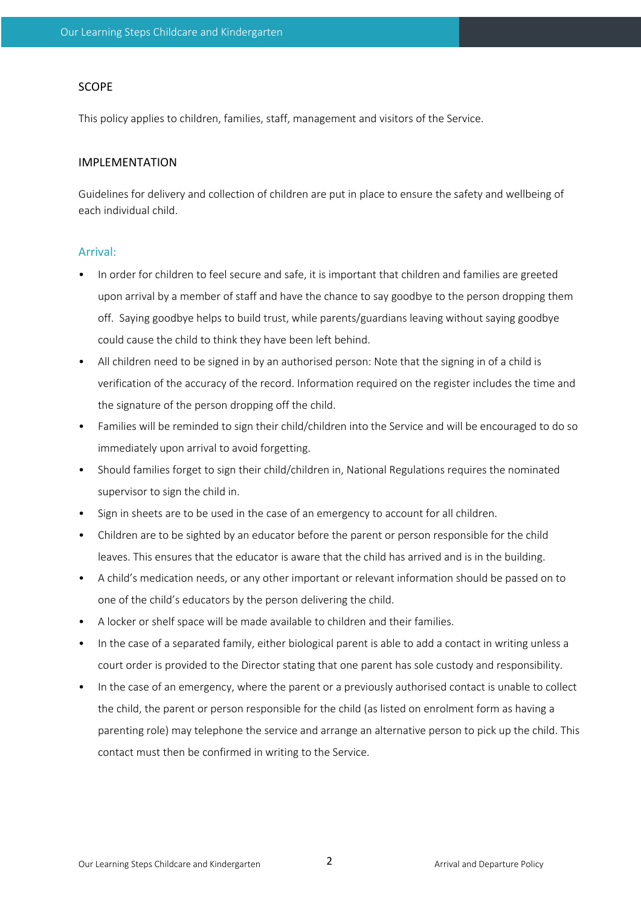## SCOPE

This policy applies to children, families, staff, management and visitors of the Service.

## IMPLEMENTATION

Guidelines for delivery and collection of children are put in place to ensure the safety and wellbeing of each individual child.

### Arrival:

- In order for children to feel secure and safe, it is important that children and families are greeted upon arrival by a member of staff and have the chance to say goodbye to the person dropping them off. Saying goodbye helps to build trust, while parents/guardians leaving without saying goodbye could cause the child to think they have been left behind.
- All children need to be signed in by an authorised person: Note that the signing in of a child is verification of the accuracy of the record. Information required on the register includes the time and the signature of the person dropping off the child.
- Families will be reminded to sign their child/children into the Service and will be encouraged to do so immediately upon arrival to avoid forgetting.
- Should families forget to sign their child/children in, National Regulations requires the nominated supervisor to sign the child in.
- Sign in sheets are to be used in the case of an emergency to account for all children.
- Children are to be sighted by an educator before the parent or person responsible for the child leaves. This ensures that the educator is aware that the child has arrived and is in the building.
- A child's medication needs, or any other important or relevant information should be passed on to one of the child's educators by the person delivering the child.
- A locker or shelf space will be made available to children and their families.
- In the case of a separated family, either biological parent is able to add a contact in writing unless a court order is provided to the Director stating that one parent has sole custody and responsibility.
- In the case of an emergency, where the parent or a previously authorised contact is unable to collect the child, the parent or person responsible for the child (as listed on enrolment form as having a parenting role) may telephone the service and arrange an alternative person to pick up the child. This contact must then be confirmed in writing to the Service.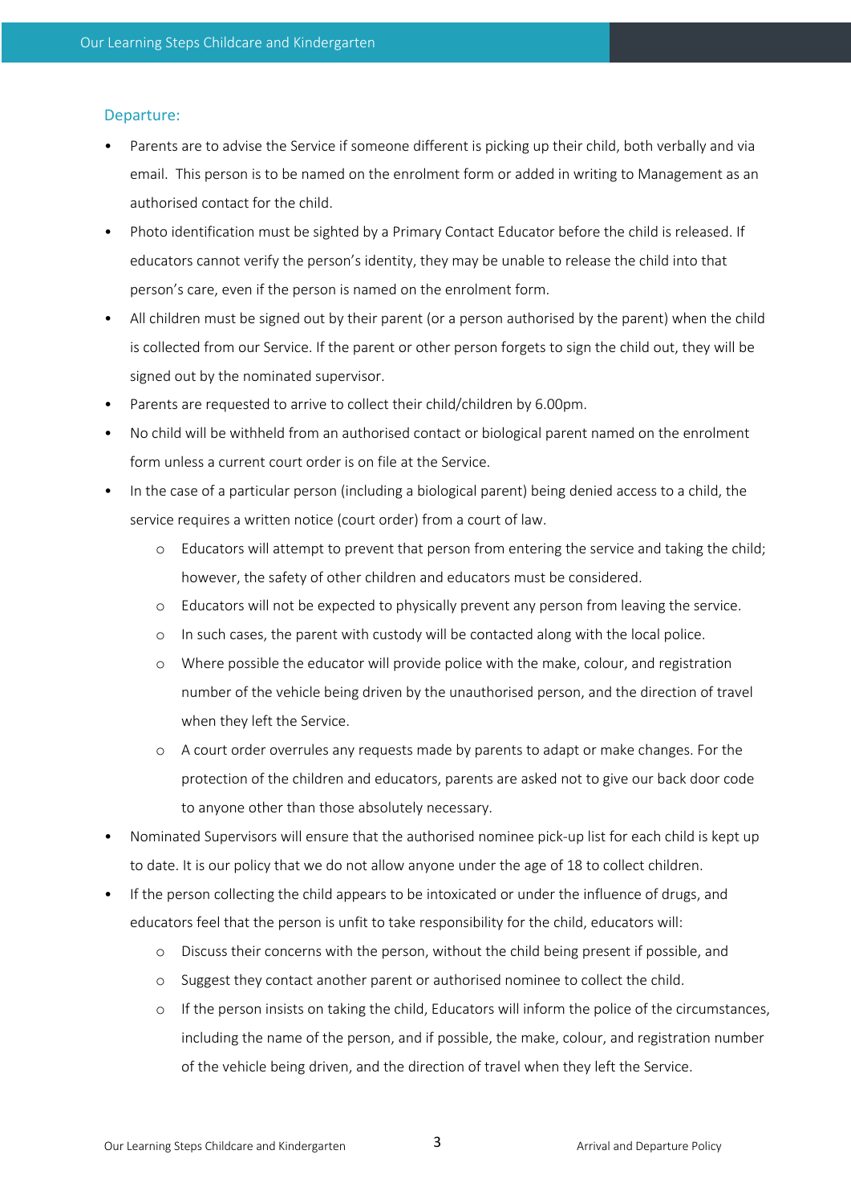### Departure:

- Parents are to advise the Service if someone different is picking up their child, both verbally and via email.  This person is to be named on the enrolment form or added in writing to Management as an authorised contact for the child.
- Photo identification must be sighted by a Primary Contact Educator before the child is released. If educators cannot verify the person's identity, they may be unable to release the child into that person's care, even if the person is named on the enrolment form.
- All children must be signed out by their parent (or a person authorised by the parent) when the child is collected from our Service. If the parent or other person forgets to sign the child out, they will be signed out by the nominated supervisor.
- Parents are requested to arrive to collect their child/children by 6.00pm.
- No child will be withheld from an authorised contact or biological parent named on the enrolment form unless a current court order is on file at the Service.
- In the case of a particular person (including a biological parent) being denied access to a child, the service requires a written notice (court order) from a court of law.
    - Educators will attempt to prevent that person from entering the service and taking the child; however, the safety of other children and educators must be considered.
    - Educators will not be expected to physically prevent any person from leaving the service.
    - In such cases, the parent with custody will be contacted along with the local police.
    - Where possible the educator will provide police with the make, colour, and registration number of the vehicle being driven by the unauthorised person, and the direction of travel when they left the Service.
    - A court order overrules any requests made by parents to adapt or make changes. For the protection of the children and educators, parents are asked not to give our back door code to anyone other than those absolutely necessary.
- Nominated Supervisors will ensure that the authorised nominee pick-up list for each child is kept up to date. It is our policy that we do not allow anyone under the age of 18 to collect children.
- If the person collecting the child appears to be intoxicated or under the influence of drugs, and educators feel that the person is unfit to take responsibility for the child, educators will:
    - Discuss their concerns with the person, without the child being present if possible, and
    - Suggest they contact another parent or authorised nominee to collect the child.
    - If the person insists on taking the child, Educators will inform the police of the circumstances, including the name of the person, and if possible, the make, colour, and registration number of the vehicle being driven, and the direction of travel when they left the Service.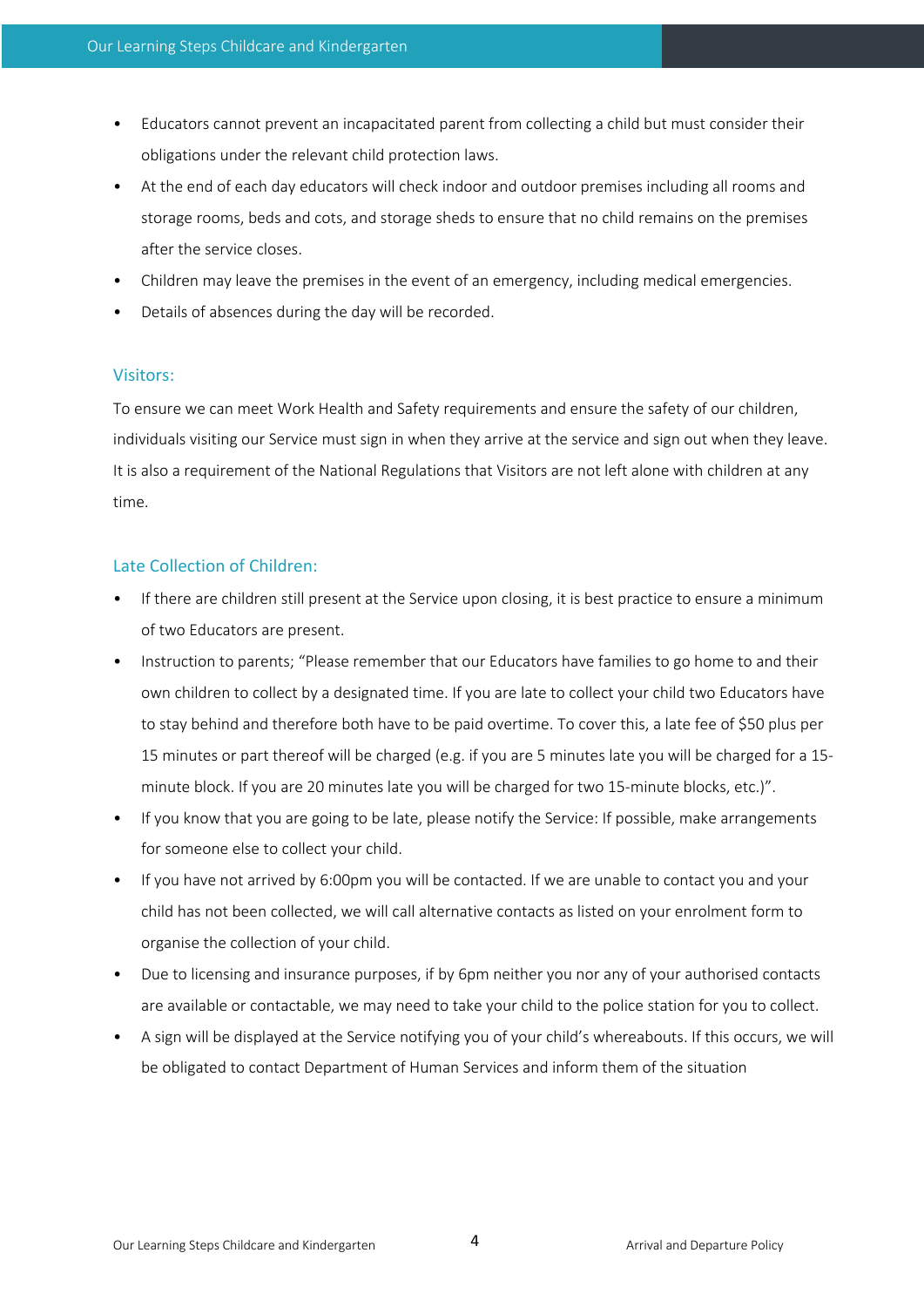- Educators cannot prevent an incapacitated parent from collecting a child but must consider their obligations under the relevant child protection laws.
- At the end of each day educators will check indoor and outdoor premises including all rooms and storage rooms, beds and cots, and storage sheds to ensure that no child remains on the premises after the service closes.
- Children may leave the premises in the event of an emergency, including medical emergencies.
- Details of absences during the day will be recorded.

### Visitors:

To ensure we can meet Work Health and Safety requirements and ensure the safety of our children, individuals visiting our Service must sign in when they arrive at the service and sign out when they leave. It is also a requirement of the National Regulations that Visitors are not left alone with children at any time.

### Late Collection of Children:

- If there are children still present at the Service upon closing, it is best practice to ensure a minimum of two Educators are present.
- Instruction to parents; "Please remember that our Educators have families to go home to and their own children to collect by a designated time. If you are late to collect your child two Educators have to stay behind and therefore both have to be paid overtime. To cover this, a late fee of $50 plus per 15 minutes or part thereof will be charged (e.g. if you are 5 minutes late you will be charged for a 15-minute block. If you are 20 minutes late you will be charged for two 15-minute blocks, etc.)".
- If you know that you are going to be late, please notify the Service: If possible, make arrangements for someone else to collect your child.
- If you have not arrived by 6:00pm you will be contacted. If we are unable to contact you and your child has not been collected, we will call alternative contacts as listed on your enrolment form to organise the collection of your child.
- Due to licensing and insurance purposes, if by 6pm neither you nor any of your authorised contacts are available or contactable, we may need to take your child to the police station for you to collect.
- A sign will be displayed at the Service notifying you of your child's whereabouts. If this occurs, we will be obligated to contact Department of Human Services and inform them of the situation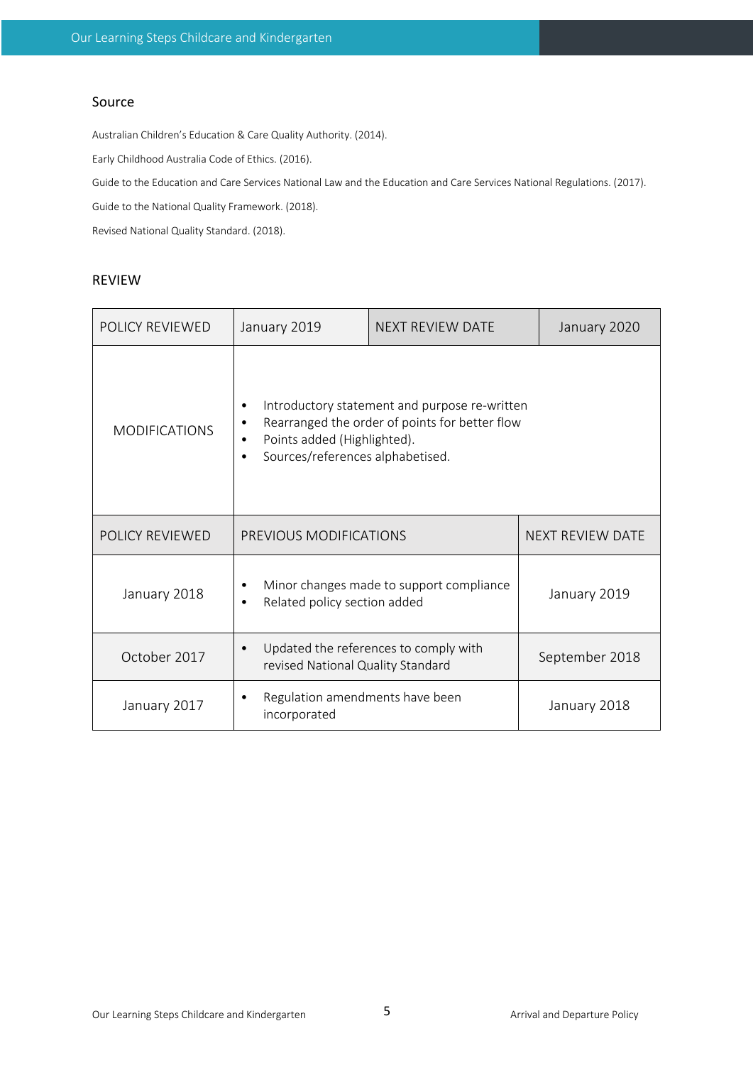### Source

Australian Children's Education & Care Quality Authority. (2014).

Early Childhood Australia Code of Ethics. (2016).

Guide to the Education and Care Services National Law and the Education and Care Services National Regulations. (2017).

Guide to the National Quality Framework. (2018).

Revised National Quality Standard. (2018).

### REVIEW

| POLICY REVIEWED | January 2019 | NEXT REVIEW DATE | January 2020 |
|---|---|---|---|
| MODIFICATIONS | • Introductory statement and purpose re-written<br>• Rearranged the order of points for better flow<br>• Points added (Highlighted).<br>• Sources/references alphabetised. | | |
| POLICY REVIEWED | PREVIOUS MODIFICATIONS | NEXT REVIEW DATE | |
| January 2018 | • Minor changes made to support compliance<br>• Related policy section added | January 2019 | |
| October 2017 | • Updated the references to comply with revised National Quality Standard | September 2018 | |
| January 2017 | • Regulation amendments have been incorporated | January 2018 | |